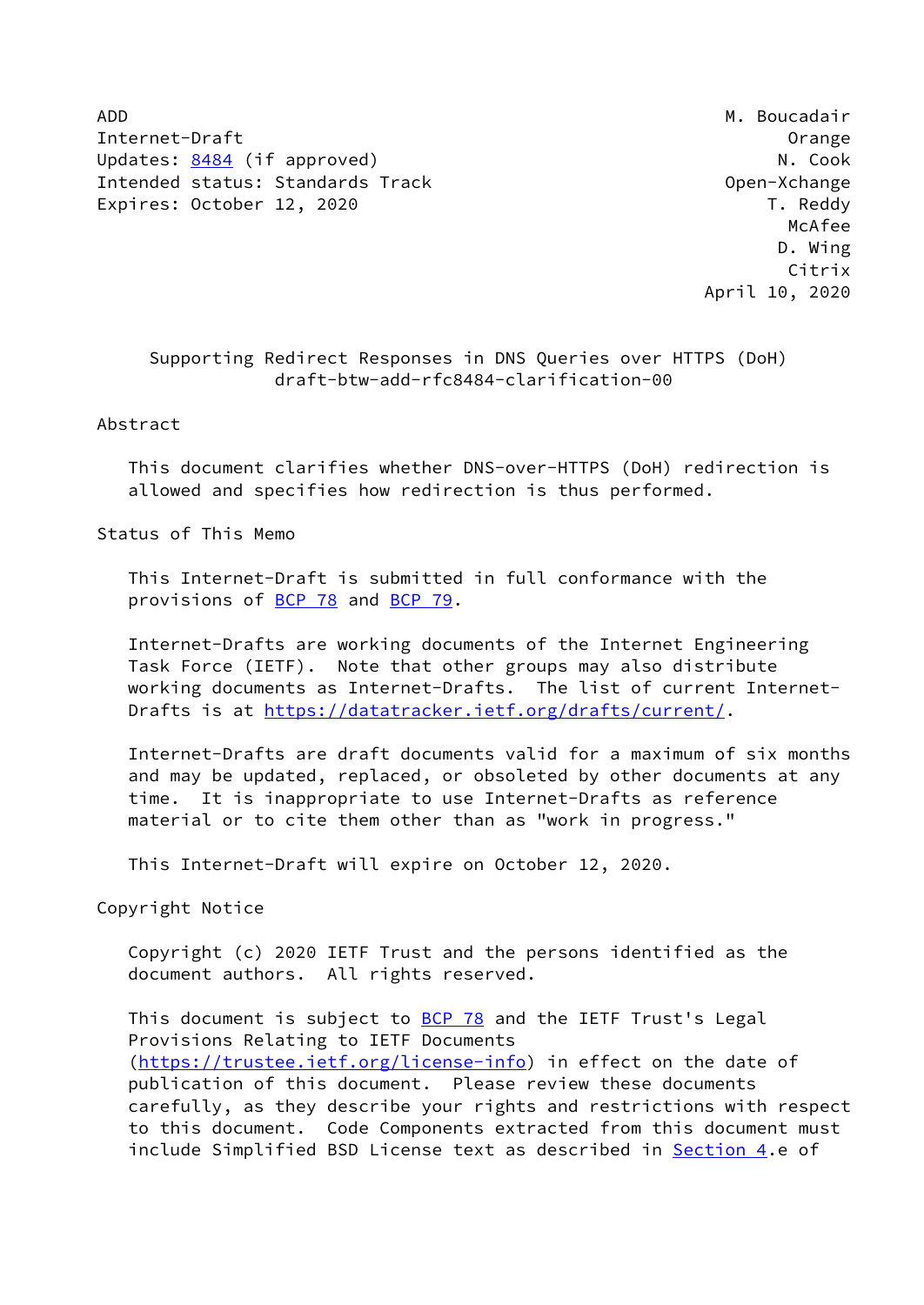ADD M. Boucadair
Internet-Draft Orange
Updates: 8484 (if approved) N. Cook
Intended status: Standards Track Open-Xchange
Expires: October 12, 2020 T. Reddy
McAfee
D. Wing
Citrix
April 10, 2020

# Supporting Redirect Responses in DNS Queries over HTTPS (DoH)
draft-btw-add-rfc8484-clarification-00

## Abstract

This document clarifies whether DNS-over-HTTPS (DoH) redirection is allowed and specifies how redirection is thus performed.

## Status of This Memo

This Internet-Draft is submitted in full conformance with the provisions of BCP 78 and BCP 79.

Internet-Drafts are working documents of the Internet Engineering Task Force (IETF). Note that other groups may also distribute working documents as Internet-Drafts. The list of current Internet-Drafts is at https://datatracker.ietf.org/drafts/current/.

Internet-Drafts are draft documents valid for a maximum of six months and may be updated, replaced, or obsoleted by other documents at any time. It is inappropriate to use Internet-Drafts as reference material or to cite them other than as "work in progress."

This Internet-Draft will expire on October 12, 2020.

## Copyright Notice

Copyright (c) 2020 IETF Trust and the persons identified as the document authors. All rights reserved.

This document is subject to BCP 78 and the IETF Trust's Legal Provisions Relating to IETF Documents (https://trustee.ietf.org/license-info) in effect on the date of publication of this document. Please review these documents carefully, as they describe your rights and restrictions with respect to this document. Code Components extracted from this document must include Simplified BSD License text as described in Section 4.e of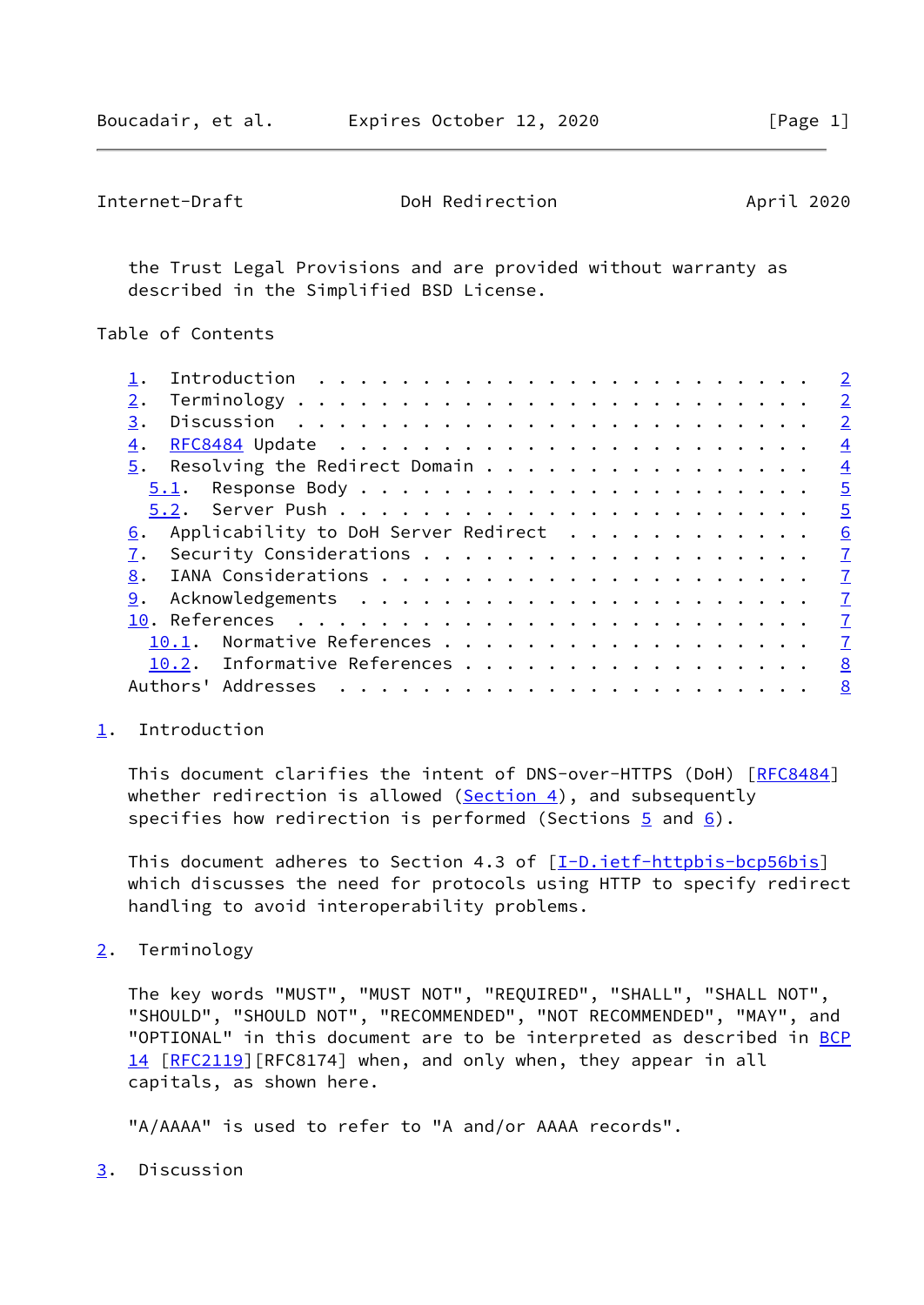the Trust Legal Provisions and are provided without warranty as described in the Simplified BSD License.

Table of Contents

1. Introduction . . . . . . . . . . . . . . . . . . . . . . . . 2
2. Terminology . . . . . . . . . . . . . . . . . . . . . . . . 2
3. Discussion . . . . . . . . . . . . . . . . . . . . . . . . 2
4. RFC8484 Update . . . . . . . . . . . . . . . . . . . . . . 4
5. Resolving the Redirect Domain . . . . . . . . . . . . . . . 4
   5.1. Response Body . . . . . . . . . . . . . . . . . . . . . 5
   5.2. Server Push . . . . . . . . . . . . . . . . . . . . . . 5
6. Applicability to DoH Server Redirect . . . . . . . . . . . 6
7. Security Considerations . . . . . . . . . . . . . . . . . . 7
8. IANA Considerations . . . . . . . . . . . . . . . . . . . . 7
9. Acknowledgements . . . . . . . . . . . . . . . . . . . . . 7
10. References . . . . . . . . . . . . . . . . . . . . . . . . 7
   10.1. Normative References . . . . . . . . . . . . . . . . . 7
   10.2. Informative References . . . . . . . . . . . . . . . . 8
Authors' Addresses . . . . . . . . . . . . . . . . . . . . . . 8

## 1. Introduction

This document clarifies the intent of DNS-over-HTTPS (DoH) [RFC8484] whether redirection is allowed (Section 4), and subsequently specifies how redirection is performed (Sections 5 and 6).

This document adheres to Section 4.3 of [I-D.ietf-httpbis-bcp56bis] which discusses the need for protocols using HTTP to specify redirect handling to avoid interoperability problems.

## 2. Terminology

The key words "MUST", "MUST NOT", "REQUIRED", "SHALL", "SHALL NOT", "SHOULD", "SHOULD NOT", "RECOMMENDED", "NOT RECOMMENDED", "MAY", and "OPTIONAL" in this document are to be interpreted as described in BCP 14 [RFC2119][RFC8174] when, and only when, they appear in all capitals, as shown here.

"A/AAAA" is used to refer to "A and/or AAAA records".

## 3. Discussion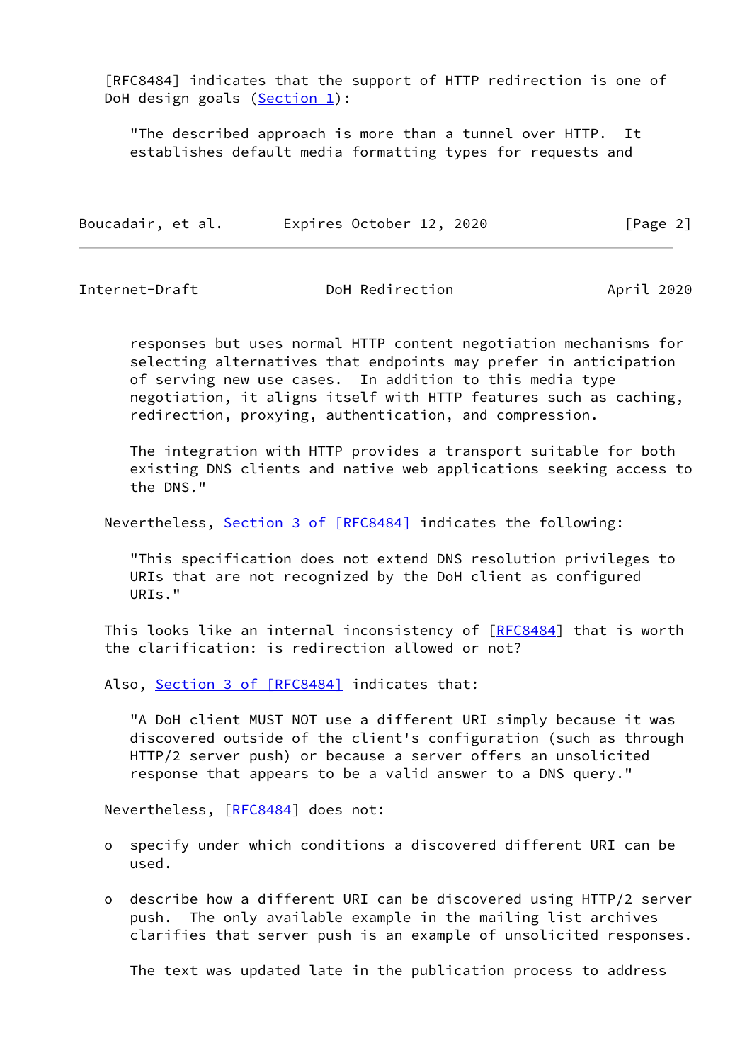[RFC8484] indicates that the support of HTTP redirection is one of DoH design goals (Section 1):

> "The described approach is more than a tunnel over HTTP. It establishes default media formatting types for requests and responses but uses normal HTTP content negotiation mechanisms for selecting alternatives that endpoints may prefer in anticipation of serving new use cases. In addition to this media type negotiation, it aligns itself with HTTP features such as caching, redirection, proxying, authentication, and compression.
>
> The integration with HTTP provides a transport suitable for both existing DNS clients and native web applications seeking access to the DNS."

Nevertheless, Section 3 of [RFC8484] indicates the following:

> "This specification does not extend DNS resolution privileges to URIs that are not recognized by the DoH client as configured URIs."

This looks like an internal inconsistency of [RFC8484] that is worth the clarification: is redirection allowed or not?

Also, Section 3 of [RFC8484] indicates that:

> "A DoH client MUST NOT use a different URI simply because it was discovered outside of the client's configuration (such as through HTTP/2 server push) or because a server offers an unsolicited response that appears to be a valid answer to a DNS query."

Nevertheless, [RFC8484] does not:

- specify under which conditions a discovered different URI can be used.
- describe how a different URI can be discovered using HTTP/2 server push. The only available example in the mailing list archives clarifies that server push is an example of unsolicited responses.

  The text was updated late in the publication process to address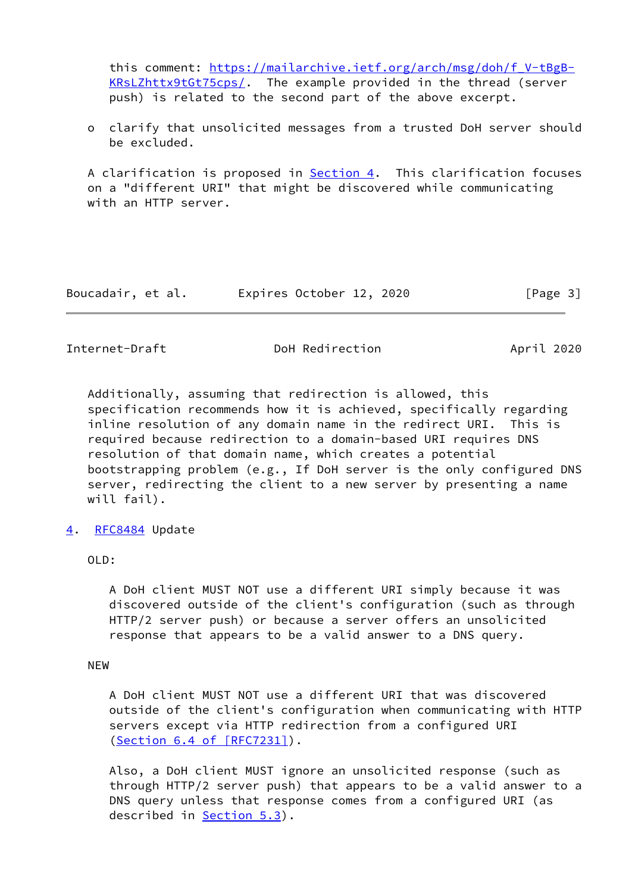this comment: https://mailarchive.ietf.org/arch/msg/doh/f_V-tBgB-KRsLZhttx9tGt75cps/. The example provided in the thread (server push) is related to the second part of the above excerpt.

- clarify that unsolicited messages from a trusted DoH server should be excluded.

A clarification is proposed in Section 4. This clarification focuses on a "different URI" that might be discovered while communicating with an HTTP server.

Additionally, assuming that redirection is allowed, this specification recommends how it is achieved, specifically regarding inline resolution of any domain name in the redirect URI. This is required because redirection to a domain-based URI requires DNS resolution of that domain name, which creates a potential bootstrapping problem (e.g., If DoH server is the only configured DNS server, redirecting the client to a new server by presenting a name will fail).

## 4. RFC8484 Update

OLD:

> A DoH client MUST NOT use a different URI simply because it was discovered outside of the client's configuration (such as through HTTP/2 server push) or because a server offers an unsolicited response that appears to be a valid answer to a DNS query.

NEW

> A DoH client MUST NOT use a different URI that was discovered outside of the client's configuration when communicating with HTTP servers except via HTTP redirection from a configured URI (Section 6.4 of [RFC7231]).
>
> Also, a DoH client MUST ignore an unsolicited response (such as through HTTP/2 server push) that appears to be a valid answer to a DNS query unless that response comes from a configured URI (as described in Section 5.3).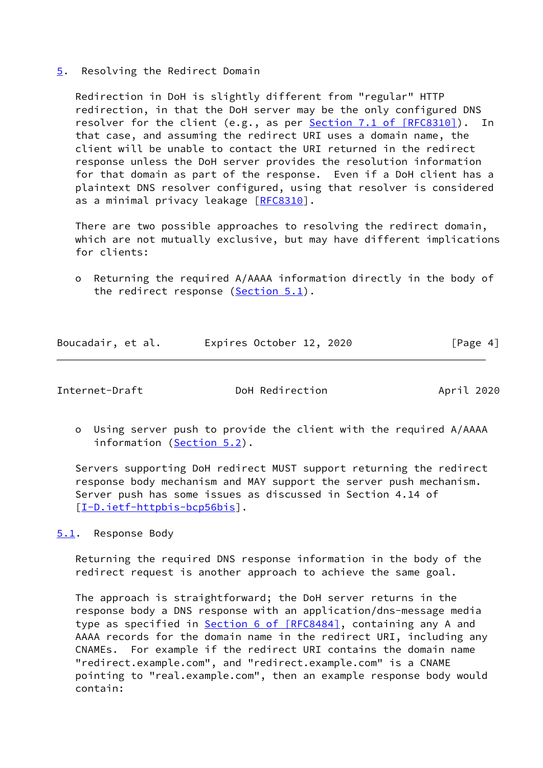## 5. Resolving the Redirect Domain

Redirection in DoH is slightly different from "regular" HTTP redirection, in that the DoH server may be the only configured DNS resolver for the client (e.g., as per Section 7.1 of [RFC8310]). In that case, and assuming the redirect URI uses a domain name, the client will be unable to contact the URI returned in the redirect response unless the DoH server provides the resolution information for that domain as part of the response. Even if a DoH client has a plaintext DNS resolver configured, using that resolver is considered as a minimal privacy leakage [RFC8310].

There are two possible approaches to resolving the redirect domain, which are not mutually exclusive, but may have different implications for clients:

- Returning the required A/AAAA information directly in the body of the redirect response (Section 5.1).
- Using server push to provide the client with the required A/AAAA information (Section 5.2).

Servers supporting DoH redirect MUST support returning the redirect response body mechanism and MAY support the server push mechanism. Server push has some issues as discussed in Section 4.14 of [I-D.ietf-httpbis-bcp56bis].

### 5.1. Response Body

Returning the required DNS response information in the body of the redirect request is another approach to achieve the same goal.

The approach is straightforward; the DoH server returns in the response body a DNS response with an application/dns-message media type as specified in Section 6 of [RFC8484], containing any A and AAAA records for the domain name in the redirect URI, including any CNAMEs. For example if the redirect URI contains the domain name "redirect.example.com", and "redirect.example.com" is a CNAME pointing to "real.example.com", then an example response body would contain: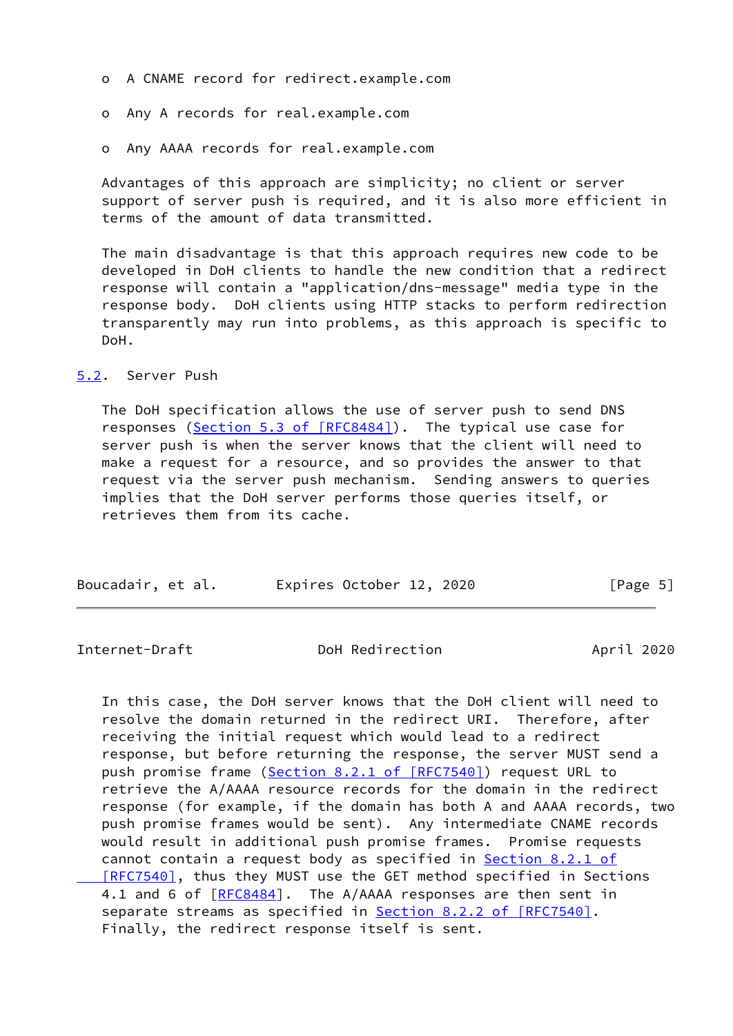- A CNAME record for redirect.example.com

- Any A records for real.example.com

- Any AAAA records for real.example.com

Advantages of this approach are simplicity; no client or server support of server push is required, and it is also more efficient in terms of the amount of data transmitted.

The main disadvantage is that this approach requires new code to be developed in DoH clients to handle the new condition that a redirect response will contain a "application/dns-message" media type in the response body. DoH clients using HTTP stacks to perform redirection transparently may run into problems, as this approach is specific to DoH.

## 5.2. Server Push

The DoH specification allows the use of server push to send DNS responses (Section 5.3 of [RFC8484]). The typical use case for server push is when the server knows that the client will need to make a request for a resource, and so provides the answer to that request via the server push mechanism. Sending answers to queries implies that the DoH server performs those queries itself, or retrieves them from its cache.

In this case, the DoH server knows that the DoH client will need to resolve the domain returned in the redirect URI. Therefore, after receiving the initial request which would lead to a redirect response, but before returning the response, the server MUST send a push promise frame (Section 8.2.1 of [RFC7540]) request URL to retrieve the A/AAAA resource records for the domain in the redirect response (for example, if the domain has both A and AAAA records, two push promise frames would be sent). Any intermediate CNAME records would result in additional push promise frames. Promise requests cannot contain a request body as specified in Section 8.2.1 of [RFC7540], thus they MUST use the GET method specified in Sections 4.1 and 6 of [RFC8484]. The A/AAAA responses are then sent in separate streams as specified in Section 8.2.2 of [RFC7540]. Finally, the redirect response itself is sent.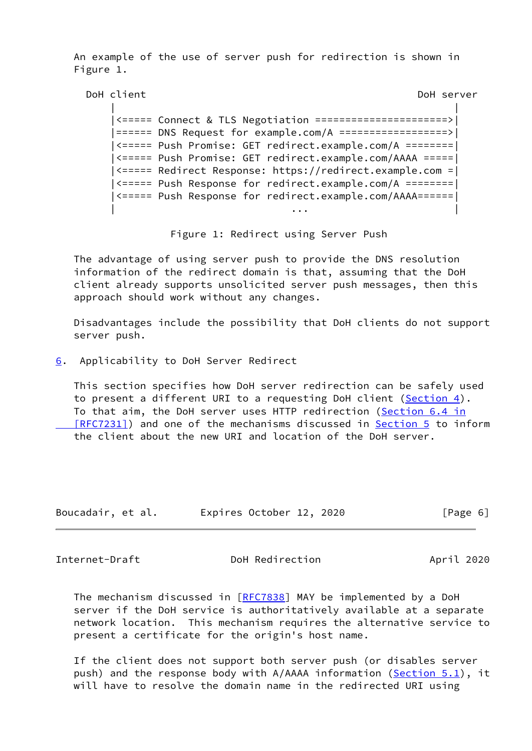An example of the use of server push for redirection is shown in Figure 1.

```
  DoH client                                                 DoH server
      |                                                          |
      |<===== Connect & TLS Negotiation ======================>|
      |====== DNS Request for example.com/A ==================>|
      |<===== Push Promise: GET redirect.example.com/A ========|
      |<===== Push Promise: GET redirect.example.com/AAAA =====|
      |<===== Redirect Response: https://redirect.example.com =|
      |<===== Push Response for redirect.example.com/A ========|
      |<===== Push Response for redirect.example.com/AAAA======|
      |                             ...                          |
```

Figure 1: Redirect using Server Push

The advantage of using server push to provide the DNS resolution information of the redirect domain is that, assuming that the DoH client already supports unsolicited server push messages, then this approach should work without any changes.

Disadvantages include the possibility that DoH clients do not support server push.

## 6. Applicability to DoH Server Redirect

This section specifies how DoH server redirection can be safely used to present a different URI to a requesting DoH client (Section 4). To that aim, the DoH server uses HTTP redirection (Section 6.4 in [RFC7231]) and one of the mechanisms discussed in Section 5 to inform the client about the new URI and location of the DoH server.

The mechanism discussed in [RFC7838] MAY be implemented by a DoH server if the DoH service is authoritatively available at a separate network location. This mechanism requires the alternative service to present a certificate for the origin's host name.

If the client does not support both server push (or disables server push) and the response body with A/AAAA information (Section 5.1), it will have to resolve the domain name in the redirected URI using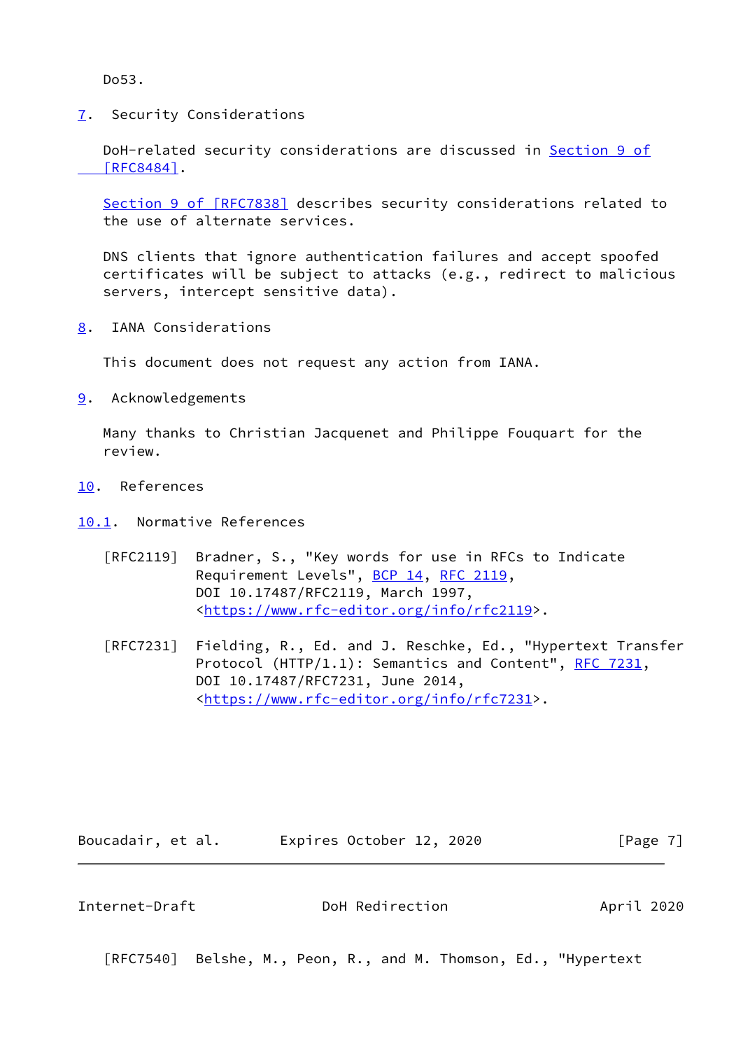Do53.

## 7. Security Considerations

DoH-related security considerations are discussed in Section 9 of [RFC8484].

Section 9 of [RFC7838] describes security considerations related to the use of alternate services.

DNS clients that ignore authentication failures and accept spoofed certificates will be subject to attacks (e.g., redirect to malicious servers, intercept sensitive data).

## 8. IANA Considerations

This document does not request any action from IANA.

## 9. Acknowledgements

Many thanks to Christian Jacquenet and Philippe Fouquart for the review.

## 10. References

### 10.1. Normative References

[RFC2119] Bradner, S., "Key words for use in RFCs to Indicate Requirement Levels", BCP 14, RFC 2119, DOI 10.17487/RFC2119, March 1997, <https://www.rfc-editor.org/info/rfc2119>.

[RFC7231] Fielding, R., Ed. and J. Reschke, Ed., "Hypertext Transfer Protocol (HTTP/1.1): Semantics and Content", RFC 7231, DOI 10.17487/RFC7231, June 2014, <https://www.rfc-editor.org/info/rfc7231>.

[RFC7540] Belshe, M., Peon, R., and M. Thomson, Ed., "Hypertext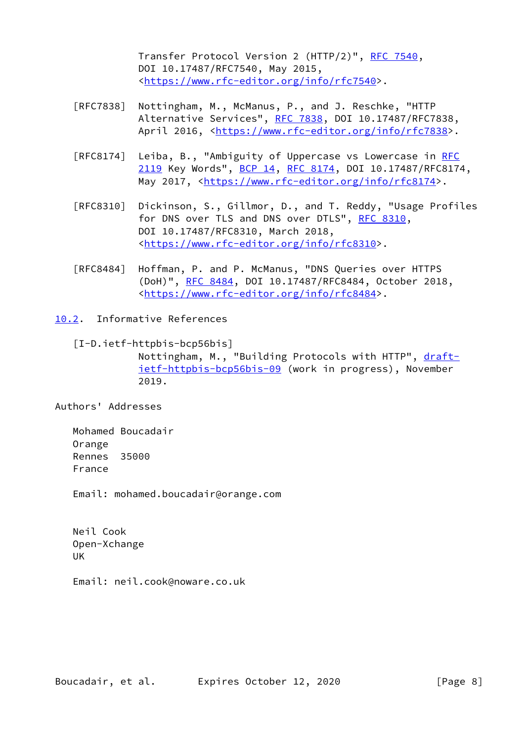Transfer Protocol Version 2 (HTTP/2)", RFC 7540, DOI 10.17487/RFC7540, May 2015, <https://www.rfc-editor.org/info/rfc7540>.

[RFC7838] Nottingham, M., McManus, P., and J. Reschke, "HTTP Alternative Services", RFC 7838, DOI 10.17487/RFC7838, April 2016, <https://www.rfc-editor.org/info/rfc7838>.

[RFC8174] Leiba, B., "Ambiguity of Uppercase vs Lowercase in RFC 2119 Key Words", BCP 14, RFC 8174, DOI 10.17487/RFC8174, May 2017, <https://www.rfc-editor.org/info/rfc8174>.

[RFC8310] Dickinson, S., Gillmor, D., and T. Reddy, "Usage Profiles for DNS over TLS and DNS over DTLS", RFC 8310, DOI 10.17487/RFC8310, March 2018, <https://www.rfc-editor.org/info/rfc8310>.

[RFC8484] Hoffman, P. and P. McManus, "DNS Queries over HTTPS (DoH)", RFC 8484, DOI 10.17487/RFC8484, October 2018, <https://www.rfc-editor.org/info/rfc8484>.

## 10.2. Informative References

[I-D.ietf-httpbis-bcp56bis]
Nottingham, M., "Building Protocols with HTTP", draft-ietf-httpbis-bcp56bis-09 (work in progress), November 2019.

## Authors' Addresses

Mohamed Boucadair
Orange
Rennes 35000
France

Email: mohamed.boucadair@orange.com

Neil Cook
Open-Xchange
UK

Email: neil.cook@noware.co.uk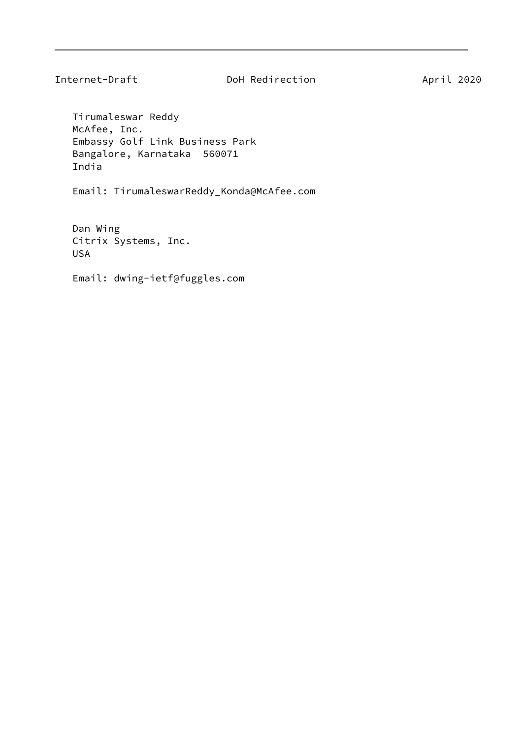Tirumaleswar Reddy
McAfee, Inc.
Embassy Golf Link Business Park
Bangalore, Karnataka  560071
India

Email: TirumaleswarReddy_Konda@McAfee.com

Dan Wing
Citrix Systems, Inc.
USA

Email: dwing-ietf@fuggles.com